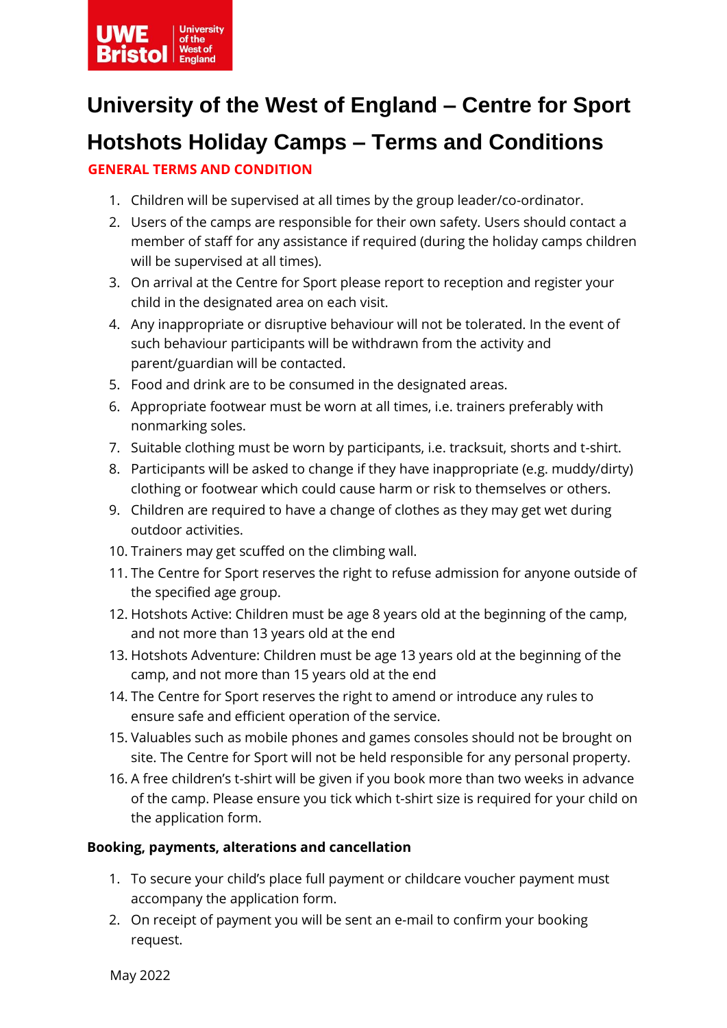# University of the West of England – Centre for Sport

# Hotshots Holiday Camps – Terms and Conditions

## GENERAL TERMS AND CONDITION

1. Children will be supervised at all times by the group leader/co-ordinator.
2. Users of the camps are responsible for their own safety. Users should contact a member of staff for any assistance if required (during the holiday camps children will be supervised at all times).
3. On arrival at the Centre for Sport please report to reception and register your child in the designated area on each visit.
4. Any inappropriate or disruptive behaviour will not be tolerated. In the event of such behaviour participants will be withdrawn from the activity and parent/guardian will be contacted.
5. Food and drink are to be consumed in the designated areas.
6. Appropriate footwear must be worn at all times, i.e. trainers preferably with nonmarking soles.
7. Suitable clothing must be worn by participants, i.e. tracksuit, shorts and t-shirt.
8. Participants will be asked to change if they have inappropriate (e.g. muddy/dirty) clothing or footwear which could cause harm or risk to themselves or others.
9. Children are required to have a change of clothes as they may get wet during outdoor activities.
10. Trainers may get scuffed on the climbing wall.
11. The Centre for Sport reserves the right to refuse admission for anyone outside of the specified age group.
12. Hotshots Active: Children must be age 8 years old at the beginning of the camp, and not more than 13 years old at the end
13. Hotshots Adventure: Children must be age 13 years old at the beginning of the camp, and not more than 15 years old at the end
14. The Centre for Sport reserves the right to amend or introduce any rules to ensure safe and efficient operation of the service.
15. Valuables such as mobile phones and games consoles should not be brought on site. The Centre for Sport will not be held responsible for any personal property.
16. A free children's t-shirt will be given if you book more than two weeks in advance of the camp. Please ensure you tick which t-shirt size is required for your child on the application form.

**Booking, payments, alterations and cancellation**

1. To secure your child's place full payment or childcare voucher payment must accompany the application form.
2. On receipt of payment you will be sent an e-mail to confirm your booking request.

May 2022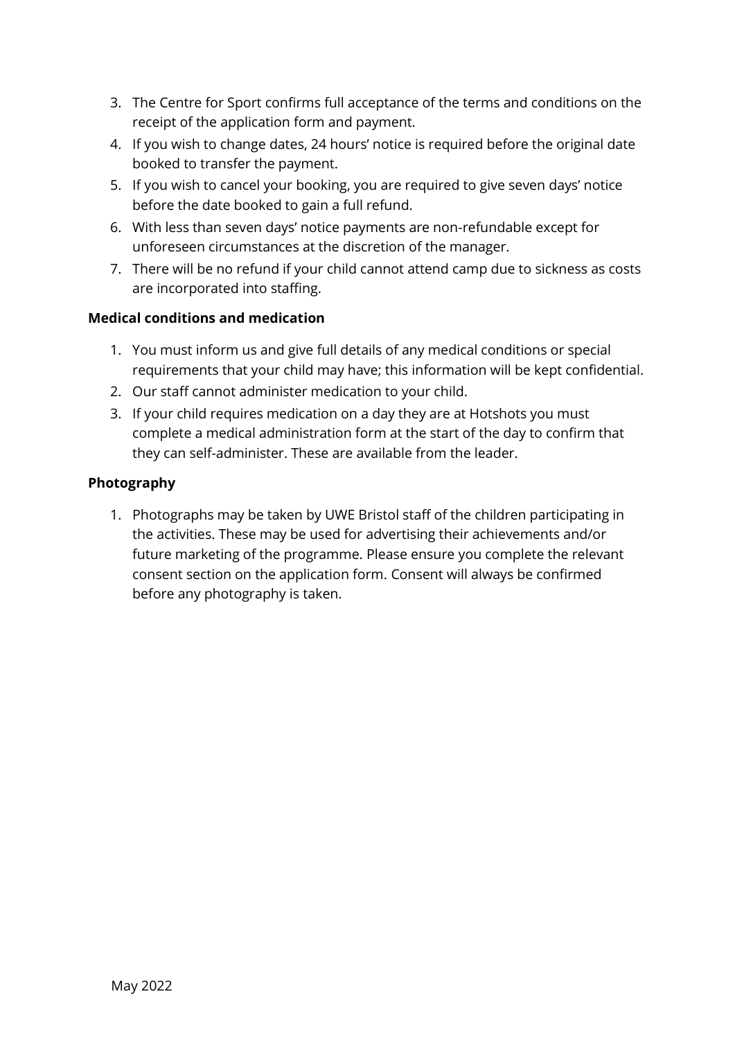3. The Centre for Sport confirms full acceptance of the terms and conditions on the receipt of the application form and payment.
4. If you wish to change dates, 24 hours' notice is required before the original date booked to transfer the payment.
5. If you wish to cancel your booking, you are required to give seven days' notice before the date booked to gain a full refund.
6. With less than seven days' notice payments are non-refundable except for unforeseen circumstances at the discretion of the manager.
7. There will be no refund if your child cannot attend camp due to sickness as costs are incorporated into staffing.

**Medical conditions and medication**

1. You must inform us and give full details of any medical conditions or special requirements that your child may have; this information will be kept confidential.
2. Our staff cannot administer medication to your child.
3. If your child requires medication on a day they are at Hotshots you must complete a medical administration form at the start of the day to confirm that they can self-administer. These are available from the leader.

**Photography**

1. Photographs may be taken by UWE Bristol staff of the children participating in the activities. These may be used for advertising their achievements and/or future marketing of the programme. Please ensure you complete the relevant consent section on the application form. Consent will always be confirmed before any photography is taken.

May 2022